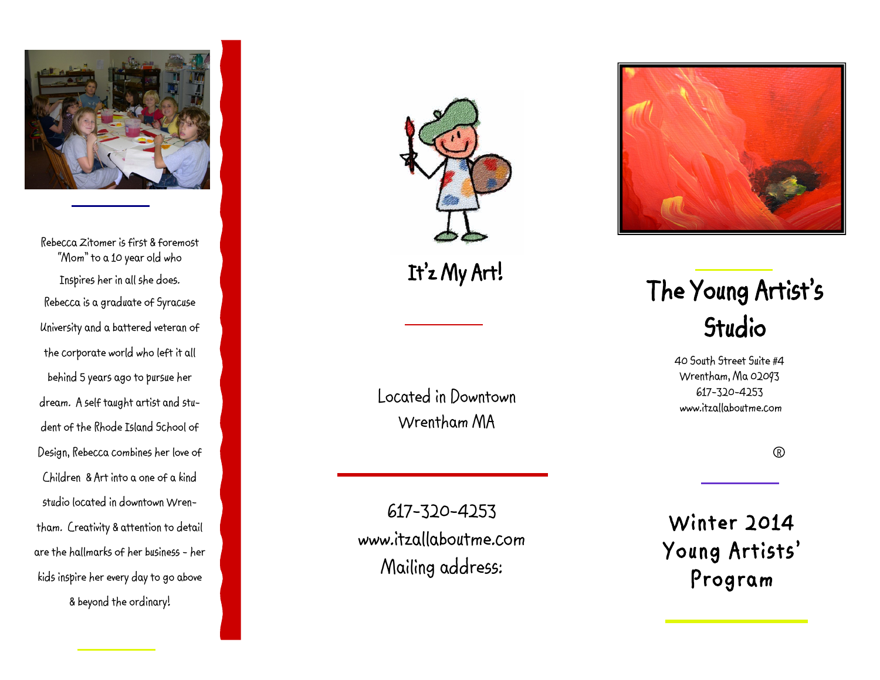Rebecca Zitomer is first & foremost "Mom" to a 10 year old who Inspires her in all she does. Rebecca is a graduate of Syracuse University and a battered veteran of the corporate world who left it all behind 5 years ago to pursue her dream. A self taught artist and student of the Rhode Island School of Design, Rebecca combines her love of Children & Art into a one of a kind studio located in downtown Wrentham. Creativity & attention to detail are the hallmarks of her business - her kids inspire her every day to go above & beyond the ordinary!

It'z My Art!

Located in Downtown Wrentham MA

617-320-4253
www.itzallaboutme.com
Mailing address:

# The Young Artist's Studio

40 South Street Suite #4
Wrentham, Ma 02093
617-320-4253
www.itzallaboutme.com

®

## Winter 2014 Young Artists' Program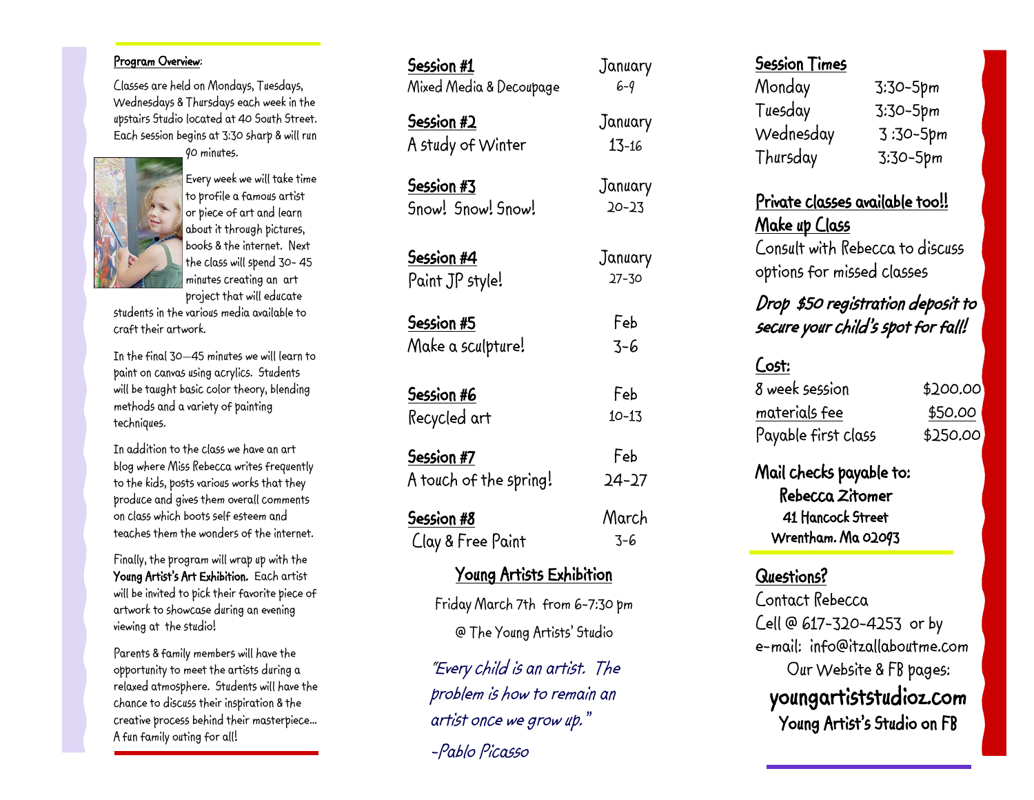**Program Overview:**

Classes are held on Mondays, Tuesdays, Wednesdays & Thursdays each week in the upstairs Studio located at 40 South Street. Each session begins at 3:30 sharp & will run 90 minutes.

Every week we will take time to profile a famous artist or piece of art and learn about it through pictures, books & the internet. Next the class will spend 30- 45 minutes creating an art project that will educate students in the various media available to craft their artwork.

In the final 30—45 minutes we will learn to paint on canvas using acrylics. Students will be taught basic color theory, blending methods and a variety of painting techniques.

In addition to the class we have an art blog where Miss Rebecca writes frequently to the kids, posts various works that they produce and gives them overall comments on class which boots self esteem and teaches them the wonders of the internet.

Finally, the program will wrap up with the **Young Artist's Art Exhibition.** Each artist will be invited to pick their favorite piece of artwork to showcase during an evening viewing at the studio!

Parents & family members will have the opportunity to meet the artists during a relaxed atmosphere. Students will have the chance to discuss their inspiration & the creative process behind their masterpiece... A fun family outing for all!

| | |
|---|---|
| **Session #1** Mixed Media & Decoupage | January 6-9 |
| **Session #2** A study of Winter | January 13-16 |
| **Session #3** Snow! Snow! Snow! | January 20-23 |
| **Session #4** Paint JP style! | January 27-30 |
| **Session #5** Make a sculpture! | Feb 3-6 |
| **Session #6** Recycled art | Feb 10-13 |
| **Session #7** A touch of the spring! | Feb 24-27 |
| **Session #8** Clay & Free Paint | March 3-6 |

**Young Artists Exhibition**

Friday March 7th from 6-7:30 pm

@ The Young Artists' Studio

*"Every child is an artist. The problem is how to remain an artist once we grow up."*

*-Pablo Picasso*

**Session Times**

| | |
|---|---|
| Monday | 3:30-5pm |
| Tuesday | 3:30-5pm |
| Wednesday | 3 :30-5pm |
| Thursday | 3:30-5pm |

**Private classes available too!!**

**Make up Class**

Consult with Rebecca to discuss options for missed classes

***Drop $50 registration deposit to secure your child's spot for fall!***

**Cost:**

| | |
|---|---|
| 8 week session | $200.00 |
| materials fee | $50.00 |
| Payable first class | $250.00 |

**Mail checks payable to:**

**Rebecca Zitomer**
**41 Hancock Street**
**Wrentham. Ma 02093**

**Questions?**

Contact Rebecca

Cell @ 617-320-4253 or by e-mail: info@itzallaboutme.com

Our Website & FB pages:

**youngartiststudioz.com**

**Young Artist's Studio on FB**